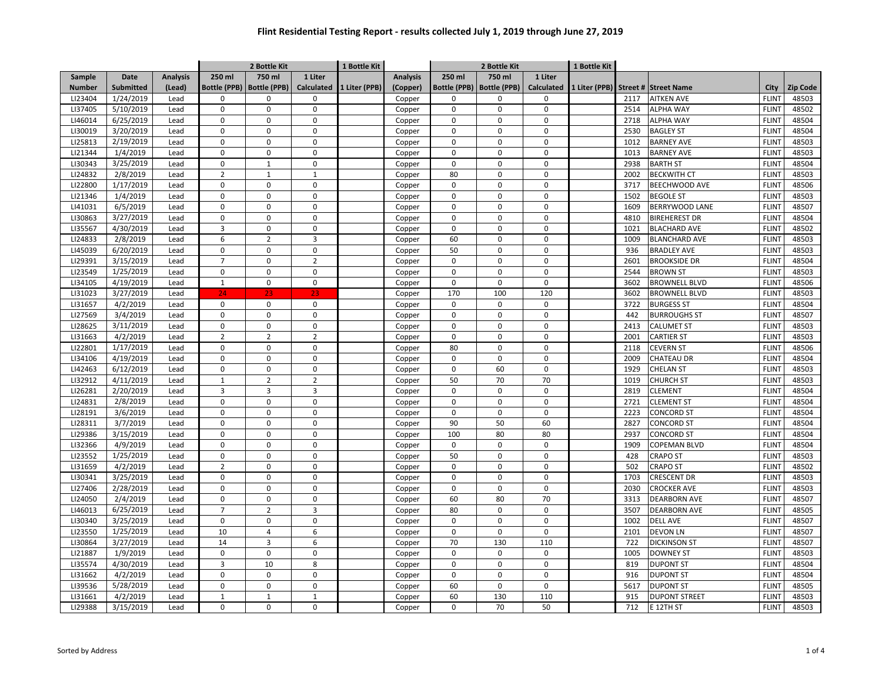# Flint Residential Testing Report - results collected July 1, 2019 through June 27, 2019

| | | | 2 Bottle Kit | | | 1 Bottle Kit | | 2 Bottle Kit | | | 1 Bottle Kit | | | | |
|---|---|---|---|---|---|---|---|---|---|---|---|---|---|---|---|
| Sample Number | Date Submitted | Analysis (Lead) | 250 ml Bottle (PPB) | 750 ml Bottle (PPB) | 1 Liter Calculated | 1 Liter (PPB) | Analysis (Copper) | 250 ml Bottle (PPB) | 750 ml Bottle (PPB) | 1 Liter Calculated | 1 Liter (PPB) | Street # | Street Name | City | Zip Code |
| LI23404 | 1/24/2019 | Lead | 0 | 0 | 0 | | Copper | 0 | 0 | 0 | | 2117 | AITKEN AVE | FLINT | 48503 |
| LI37405 | 5/10/2019 | Lead | 0 | 0 | 0 | | Copper | 0 | 0 | 0 | | 2514 | ALPHA WAY | FLINT | 48502 |
| LI46014 | 6/25/2019 | Lead | 0 | 0 | 0 | | Copper | 0 | 0 | 0 | | 2718 | ALPHA WAY | FLINT | 48504 |
| LI30019 | 3/20/2019 | Lead | 0 | 0 | 0 | | Copper | 0 | 0 | 0 | | 2530 | BAGLEY ST | FLINT | 48504 |
| LI25813 | 2/19/2019 | Lead | 0 | 0 | 0 | | Copper | 0 | 0 | 0 | | 1012 | BARNEY AVE | FLINT | 48503 |
| LI21344 | 1/4/2019 | Lead | 0 | 0 | 0 | | Copper | 0 | 0 | 0 | | 1013 | BARNEY AVE | FLINT | 48503 |
| LI30343 | 3/25/2019 | Lead | 0 | 1 | 0 | | Copper | 0 | 0 | 0 | | 2938 | BARTH ST | FLINT | 48504 |
| LI24832 | 2/8/2019 | Lead | 2 | 1 | 1 | | Copper | 80 | 0 | 0 | | 2002 | BECKWITH CT | FLINT | 48503 |
| LI22800 | 1/17/2019 | Lead | 0 | 0 | 0 | | Copper | 0 | 0 | 0 | | 3717 | BEECHWOOD AVE | FLINT | 48506 |
| LI21346 | 1/4/2019 | Lead | 0 | 0 | 0 | | Copper | 0 | 0 | 0 | | 1502 | BEGOLE ST | FLINT | 48503 |
| LI41031 | 6/5/2019 | Lead | 0 | 0 | 0 | | Copper | 0 | 0 | 0 | | 1609 | BERRYWOOD LANE | FLINT | 48507 |
| LI30863 | 3/27/2019 | Lead | 0 | 0 | 0 | | Copper | 0 | 0 | 0 | | 4810 | BIREHEREST DR | FLINT | 48504 |
| LI35567 | 4/30/2019 | Lead | 3 | 0 | 0 | | Copper | 0 | 0 | 0 | | 1021 | BLACHARD AVE | FLINT | 48502 |
| LI24833 | 2/8/2019 | Lead | 6 | 2 | 3 | | Copper | 60 | 0 | 0 | | 1009 | BLANCHARD AVE | FLINT | 48503 |
| LI45039 | 6/20/2019 | Lead | 0 | 0 | 0 | | Copper | 50 | 0 | 0 | | 936 | BRADLEY AVE | FLINT | 48503 |
| LI29391 | 3/15/2019 | Lead | 7 | 0 | 2 | | Copper | 0 | 0 | 0 | | 2601 | BROOKSIDE DR | FLINT | 48504 |
| LI23549 | 1/25/2019 | Lead | 0 | 0 | 0 | | Copper | 0 | 0 | 0 | | 2544 | BROWN ST | FLINT | 48503 |
| LI34105 | 4/19/2019 | Lead | 1 | 0 | 0 | | Copper | 0 | 0 | 0 | | 3602 | BROWNELL BLVD | FLINT | 48506 |
| LI31023 | 3/27/2019 | Lead | 24 | 23 | 23 | | Copper | 170 | 100 | 120 | | 3602 | BROWNELL BLVD | FLINT | 48503 |
| LI31657 | 4/2/2019 | Lead | 0 | 0 | 0 | | Copper | 0 | 0 | 0 | | 3722 | BURGESS ST | FLINT | 48504 |
| LI27569 | 3/4/2019 | Lead | 0 | 0 | 0 | | Copper | 0 | 0 | 0 | | 442 | BURROUGHS ST | FLINT | 48507 |
| LI28625 | 3/11/2019 | Lead | 0 | 0 | 0 | | Copper | 0 | 0 | 0 | | 2413 | CALUMET ST | FLINT | 48503 |
| LI31663 | 4/2/2019 | Lead | 2 | 2 | 2 | | Copper | 0 | 0 | 0 | | 2001 | CARTIER ST | FLINT | 48503 |
| LI22801 | 1/17/2019 | Lead | 0 | 0 | 0 | | Copper | 80 | 0 | 0 | | 2118 | CEVERN ST | FLINT | 48506 |
| LI34106 | 4/19/2019 | Lead | 0 | 0 | 0 | | Copper | 0 | 0 | 0 | | 2009 | CHATEAU DR | FLINT | 48504 |
| LI42463 | 6/12/2019 | Lead | 0 | 0 | 0 | | Copper | 0 | 60 | 0 | | 1929 | CHELAN ST | FLINT | 48503 |
| LI32912 | 4/11/2019 | Lead | 1 | 2 | 2 | | Copper | 50 | 70 | 70 | | 1019 | CHURCH ST | FLINT | 48503 |
| LI26281 | 2/20/2019 | Lead | 3 | 3 | 3 | | Copper | 0 | 0 | 0 | | 2819 | CLEMENT | FLINT | 48504 |
| LI24831 | 2/8/2019 | Lead | 0 | 0 | 0 | | Copper | 0 | 0 | 0 | | 2721 | CLEMENT ST | FLINT | 48504 |
| LI28191 | 3/6/2019 | Lead | 0 | 0 | 0 | | Copper | 0 | 0 | 0 | | 2223 | CONCORD ST | FLINT | 48504 |
| LI28311 | 3/7/2019 | Lead | 0 | 0 | 0 | | Copper | 90 | 50 | 60 | | 2827 | CONCORD ST | FLINT | 48504 |
| LI29386 | 3/15/2019 | Lead | 0 | 0 | 0 | | Copper | 100 | 80 | 80 | | 2937 | CONCORD ST | FLINT | 48504 |
| LI32366 | 4/9/2019 | Lead | 0 | 0 | 0 | | Copper | 0 | 0 | 0 | | 1909 | COPEMAN BLVD | FLINT | 48504 |
| LI23552 | 1/25/2019 | Lead | 0 | 0 | 0 | | Copper | 50 | 0 | 0 | | 428 | CRAPO ST | FLINT | 48503 |
| LI31659 | 4/2/2019 | Lead | 2 | 0 | 0 | | Copper | 0 | 0 | 0 | | 502 | CRAPO ST | FLINT | 48502 |
| LI30341 | 3/25/2019 | Lead | 0 | 0 | 0 | | Copper | 0 | 0 | 0 | | 1703 | CRESCENT DR | FLINT | 48503 |
| LI27406 | 2/28/2019 | Lead | 0 | 0 | 0 | | Copper | 0 | 0 | 0 | | 2030 | CROCKER AVE | FLINT | 48503 |
| LI24050 | 2/4/2019 | Lead | 0 | 0 | 0 | | Copper | 60 | 80 | 70 | | 3313 | DEARBORN AVE | FLINT | 48507 |
| LI46013 | 6/25/2019 | Lead | 7 | 2 | 3 | | Copper | 80 | 0 | 0 | | 3507 | DEARBORN AVE | FLINT | 48505 |
| LI30340 | 3/25/2019 | Lead | 0 | 0 | 0 | | Copper | 0 | 0 | 0 | | 1002 | DELL AVE | FLINT | 48507 |
| LI23550 | 1/25/2019 | Lead | 10 | 4 | 6 | | Copper | 0 | 0 | 0 | | 2101 | DEVON LN | FLINT | 48507 |
| LI30864 | 3/27/2019 | Lead | 14 | 3 | 6 | | Copper | 70 | 130 | 110 | | 722 | DICKINSON ST | FLINT | 48507 |
| LI21887 | 1/9/2019 | Lead | 0 | 0 | 0 | | Copper | 0 | 0 | 0 | | 1005 | DOWNEY ST | FLINT | 48503 |
| LI35574 | 4/30/2019 | Lead | 3 | 10 | 8 | | Copper | 0 | 0 | 0 | | 819 | DUPONT ST | FLINT | 48504 |
| LI31662 | 4/2/2019 | Lead | 0 | 0 | 0 | | Copper | 0 | 0 | 0 | | 916 | DUPONT ST | FLINT | 48504 |
| LI39536 | 5/28/2019 | Lead | 0 | 0 | 0 | | Copper | 60 | 0 | 0 | | 5617 | DUPONT ST | FLINT | 48505 |
| LI31661 | 4/2/2019 | Lead | 1 | 1 | 1 | | Copper | 60 | 130 | 110 | | 915 | DUPONT STREET | FLINT | 48503 |
| LI29388 | 3/15/2019 | Lead | 0 | 0 | 0 | | Copper | 0 | 70 | 50 | | 712 | E 12TH ST | FLINT | 48503 |

Sorted by Address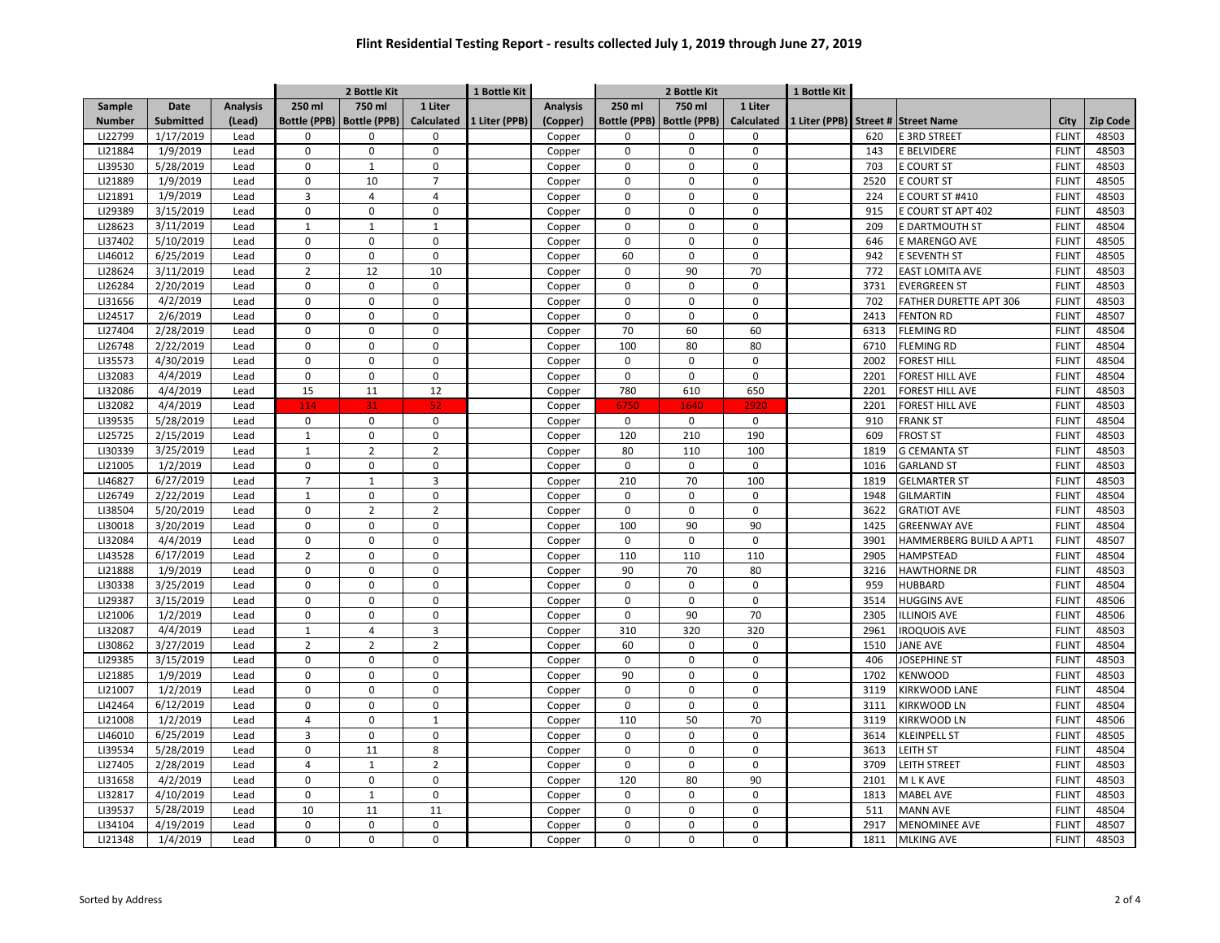# Flint Residential Testing Report - results collected July 1, 2019 through June 27, 2019

| | | | 2 Bottle Kit | | | 1 Bottle Kit | | 2 Bottle Kit | | | 1 Bottle Kit | | | | |
|---|---|---|---|---|---|---|---|---|---|---|---|---|---|---|---|
| Sample Number | Date Submitted | Analysis (Lead) | 250 ml Bottle (PPB) | 750 ml Bottle (PPB) | 1 Liter Calculated | 1 Liter (PPB) | Analysis (Copper) | 250 ml Bottle (PPB) | 750 ml Bottle (PPB) | 1 Liter Calculated | 1 Liter (PPB) | Street # | Street Name | City | Zip Code |
| LI22799 | 1/17/2019 | Lead | 0 | 0 | 0 | | Copper | 0 | 0 | 0 | | 620 | E 3RD STREET | FLINT | 48503 |
| LI21884 | 1/9/2019 | Lead | 0 | 0 | 0 | | Copper | 0 | 0 | 0 | | 143 | E BELVIDERE | FLINT | 48503 |
| LI39530 | 5/28/2019 | Lead | 0 | 1 | 0 | | Copper | 0 | 0 | 0 | | 703 | E COURT ST | FLINT | 48503 |
| LI21889 | 1/9/2019 | Lead | 0 | 10 | 7 | | Copper | 0 | 0 | 0 | | 2520 | E COURT ST | FLINT | 48505 |
| LI21891 | 1/9/2019 | Lead | 3 | 4 | 4 | | Copper | 0 | 0 | 0 | | 224 | E COURT ST #410 | FLINT | 48503 |
| LI29389 | 3/15/2019 | Lead | 0 | 0 | 0 | | Copper | 0 | 0 | 0 | | 915 | E COURT ST APT 402 | FLINT | 48503 |
| LI28623 | 3/11/2019 | Lead | 1 | 1 | 1 | | Copper | 0 | 0 | 0 | | 209 | E DARTMOUTH ST | FLINT | 48504 |
| LI37402 | 5/10/2019 | Lead | 0 | 0 | 0 | | Copper | 0 | 0 | 0 | | 646 | E MARENGO AVE | FLINT | 48505 |
| LI46012 | 6/25/2019 | Lead | 0 | 0 | 0 | | Copper | 60 | 0 | 0 | | 942 | E SEVENTH ST | FLINT | 48505 |
| LI28624 | 3/11/2019 | Lead | 2 | 12 | 10 | | Copper | 0 | 90 | 70 | | 772 | EAST LOMITA AVE | FLINT | 48503 |
| LI26284 | 2/20/2019 | Lead | 0 | 0 | 0 | | Copper | 0 | 0 | 0 | | 3731 | EVERGREEN ST | FLINT | 48503 |
| LI31656 | 4/2/2019 | Lead | 0 | 0 | 0 | | Copper | 0 | 0 | 0 | | 702 | FATHER DURETTE APT 306 | FLINT | 48503 |
| LI24517 | 2/6/2019 | Lead | 0 | 0 | 0 | | Copper | 0 | 0 | 0 | | 2413 | FENTON RD | FLINT | 48507 |
| LI27404 | 2/28/2019 | Lead | 0 | 0 | 0 | | Copper | 70 | 60 | 60 | | 6313 | FLEMING RD | FLINT | 48504 |
| LI26748 | 2/22/2019 | Lead | 0 | 0 | 0 | | Copper | 100 | 80 | 80 | | 6710 | FLEMING RD | FLINT | 48504 |
| LI35573 | 4/30/2019 | Lead | 0 | 0 | 0 | | Copper | 0 | 0 | 0 | | 2002 | FOREST HILL | FLINT | 48504 |
| LI32083 | 4/4/2019 | Lead | 0 | 0 | 0 | | Copper | 0 | 0 | 0 | | 2201 | FOREST HILL AVE | FLINT | 48504 |
| LI32086 | 4/4/2019 | Lead | 15 | 11 | 12 | | Copper | 780 | 610 | 650 | | 2201 | FOREST HILL AVE | FLINT | 48503 |
| LI32082 | 4/4/2019 | Lead | 114 | 31 | 52 | | Copper | 6750 | 1640 | 2920 | | 2201 | FOREST HILL AVE | FLINT | 48503 |
| LI39535 | 5/28/2019 | Lead | 0 | 0 | 0 | | Copper | 0 | 0 | 0 | | 910 | FRANK ST | FLINT | 48504 |
| LI25725 | 2/15/2019 | Lead | 1 | 0 | 0 | | Copper | 120 | 210 | 190 | | 609 | FROST ST | FLINT | 48503 |
| LI30339 | 3/25/2019 | Lead | 1 | 2 | 2 | | Copper | 80 | 110 | 100 | | 1819 | G CEMANTA ST | FLINT | 48503 |
| LI21005 | 1/2/2019 | Lead | 0 | 0 | 0 | | Copper | 0 | 0 | 0 | | 1016 | GARLAND ST | FLINT | 48503 |
| LI46827 | 6/27/2019 | Lead | 7 | 1 | 3 | | Copper | 210 | 70 | 100 | | 1819 | GELMARTER ST | FLINT | 48503 |
| LI26749 | 2/22/2019 | Lead | 1 | 0 | 0 | | Copper | 0 | 0 | 0 | | 1948 | GILMARTIN | FLINT | 48504 |
| LI38504 | 5/20/2019 | Lead | 0 | 2 | 2 | | Copper | 0 | 0 | 0 | | 3622 | GRATIOT AVE | FLINT | 48503 |
| LI30018 | 3/20/2019 | Lead | 0 | 0 | 0 | | Copper | 100 | 90 | 90 | | 1425 | GREENWAY AVE | FLINT | 48504 |
| LI32084 | 4/4/2019 | Lead | 0 | 0 | 0 | | Copper | 0 | 0 | 0 | | 3901 | HAMMERBERG BUILD A APT1 | FLINT | 48507 |
| LI43528 | 6/17/2019 | Lead | 2 | 0 | 0 | | Copper | 110 | 110 | 110 | | 2905 | HAMPSTEAD | FLINT | 48504 |
| LI21888 | 1/9/2019 | Lead | 0 | 0 | 0 | | Copper | 90 | 70 | 80 | | 3216 | HAWTHORNE DR | FLINT | 48503 |
| LI30338 | 3/25/2019 | Lead | 0 | 0 | 0 | | Copper | 0 | 0 | 0 | | 959 | HUBBARD | FLINT | 48504 |
| LI29387 | 3/15/2019 | Lead | 0 | 0 | 0 | | Copper | 0 | 0 | 0 | | 3514 | HUGGINS AVE | FLINT | 48506 |
| LI21006 | 1/2/2019 | Lead | 0 | 0 | 0 | | Copper | 0 | 90 | 70 | | 2305 | ILLINOIS AVE | FLINT | 48506 |
| LI32087 | 4/4/2019 | Lead | 1 | 4 | 3 | | Copper | 310 | 320 | 320 | | 2961 | IROQUOIS AVE | FLINT | 48503 |
| LI30862 | 3/27/2019 | Lead | 2 | 2 | 2 | | Copper | 60 | 0 | 0 | | 1510 | JANE AVE | FLINT | 48504 |
| LI29385 | 3/15/2019 | Lead | 0 | 0 | 0 | | Copper | 0 | 0 | 0 | | 406 | JOSEPHINE ST | FLINT | 48503 |
| LI21885 | 1/9/2019 | Lead | 0 | 0 | 0 | | Copper | 90 | 0 | 0 | | 1702 | KENWOOD | FLINT | 48503 |
| LI21007 | 1/2/2019 | Lead | 0 | 0 | 0 | | Copper | 0 | 0 | 0 | | 3119 | KIRKWOOD LANE | FLINT | 48504 |
| LI42464 | 6/12/2019 | Lead | 0 | 0 | 0 | | Copper | 0 | 0 | 0 | | 3111 | KIRKWOOD LN | FLINT | 48504 |
| LI21008 | 1/2/2019 | Lead | 4 | 0 | 1 | | Copper | 110 | 50 | 70 | | 3119 | KIRKWOOD LN | FLINT | 48506 |
| LI46010 | 6/25/2019 | Lead | 3 | 0 | 0 | | Copper | 0 | 0 | 0 | | 3614 | KLEINPELL ST | FLINT | 48505 |
| LI39534 | 5/28/2019 | Lead | 0 | 11 | 8 | | Copper | 0 | 0 | 0 | | 3613 | LEITH ST | FLINT | 48504 |
| LI27405 | 2/28/2019 | Lead | 4 | 1 | 2 | | Copper | 0 | 0 | 0 | | 3709 | LEITH STREET | FLINT | 48503 |
| LI31658 | 4/2/2019 | Lead | 0 | 0 | 0 | | Copper | 120 | 80 | 90 | | 2101 | M L K AVE | FLINT | 48503 |
| LI32817 | 4/10/2019 | Lead | 0 | 1 | 0 | | Copper | 0 | 0 | 0 | | 1813 | MABEL AVE | FLINT | 48503 |
| LI39537 | 5/28/2019 | Lead | 10 | 11 | 11 | | Copper | 0 | 0 | 0 | | 511 | MANN AVE | FLINT | 48504 |
| LI34104 | 4/19/2019 | Lead | 0 | 0 | 0 | | Copper | 0 | 0 | 0 | | 2917 | MENOMINEE AVE | FLINT | 48507 |
| LI21348 | 1/4/2019 | Lead | 0 | 0 | 0 | | Copper | 0 | 0 | 0 | | 1811 | MLKING AVE | FLINT | 48503 |

Sorted by Address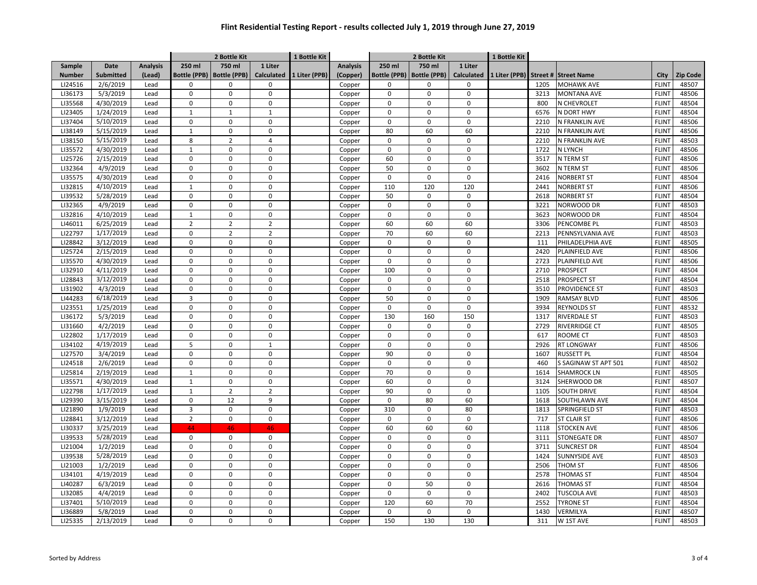# Flint Residential Testing Report - results collected July 1, 2019 through June 27, 2019

| | | | 2 Bottle Kit | | | 1 Bottle Kit | | 2 Bottle Kit | | | 1 Bottle Kit | | | | |
|---|---|---|---|---|---|---|---|---|---|---|---|---|---|---|---|
| Sample Number | Date Submitted | Analysis (Lead) | 250 ml Bottle (PPB) | 750 ml Bottle (PPB) | 1 Liter Calculated | 1 Liter (PPB) | Analysis (Copper) | 250 ml Bottle (PPB) | 750 ml Bottle (PPB) | 1 Liter Calculated | 1 Liter (PPB) | Street # | Street Name | City | Zip Code |
| LI24516 | 2/6/2019 | Lead | 0 | 0 | 0 | | Copper | 0 | 0 | 0 | | 1205 | MOHAWK AVE | FLINT | 48507 |
| LI36173 | 5/3/2019 | Lead | 0 | 0 | 0 | | Copper | 0 | 0 | 0 | | 3213 | MONTANA AVE | FLINT | 48506 |
| LI35568 | 4/30/2019 | Lead | 0 | 0 | 0 | | Copper | 0 | 0 | 0 | | 800 | N CHEVROLET | FLINT | 48504 |
| LI23405 | 1/24/2019 | Lead | 1 | 1 | 1 | | Copper | 0 | 0 | 0 | | 6576 | N DORT HWY | FLINT | 48504 |
| LI37404 | 5/10/2019 | Lead | 0 | 0 | 0 | | Copper | 0 | 0 | 0 | | 2210 | N FRANKLIN AVE | FLINT | 48506 |
| LI38149 | 5/15/2019 | Lead | 1 | 0 | 0 | | Copper | 80 | 60 | 60 | | 2210 | N FRANKLIN AVE | FLINT | 48506 |
| LI38150 | 5/15/2019 | Lead | 8 | 2 | 4 | | Copper | 0 | 0 | 0 | | 2210 | N FRANKLIN AVE | FLINT | 48503 |
| LI35572 | 4/30/2019 | Lead | 1 | 0 | 0 | | Copper | 0 | 0 | 0 | | 1722 | N LYNCH | FLINT | 48506 |
| LI25726 | 2/15/2019 | Lead | 0 | 0 | 0 | | Copper | 60 | 0 | 0 | | 3517 | N TERM ST | FLINT | 48506 |
| LI32364 | 4/9/2019 | Lead | 0 | 0 | 0 | | Copper | 50 | 0 | 0 | | 3602 | N TERM ST | FLINT | 48506 |
| LI35575 | 4/30/2019 | Lead | 0 | 0 | 0 | | Copper | 0 | 0 | 0 | | 2416 | NORBERT ST | FLINT | 48504 |
| LI32815 | 4/10/2019 | Lead | 1 | 0 | 0 | | Copper | 110 | 120 | 120 | | 2441 | NORBERT ST | FLINT | 48506 |
| LI39532 | 5/28/2019 | Lead | 0 | 0 | 0 | | Copper | 50 | 0 | 0 | | 2618 | NORBERT ST | FLINT | 48504 |
| LI32365 | 4/9/2019 | Lead | 0 | 0 | 0 | | Copper | 0 | 0 | 0 | | 3221 | NORWOOD DR | FLINT | 48503 |
| LI32816 | 4/10/2019 | Lead | 1 | 0 | 0 | | Copper | 0 | 0 | 0 | | 3623 | NORWOOD DR | FLINT | 48504 |
| LI46011 | 6/25/2019 | Lead | 2 | 2 | 2 | | Copper | 60 | 60 | 60 | | 3306 | PENCOMBE PL | FLINT | 48503 |
| LI22797 | 1/17/2019 | Lead | 0 | 2 | 2 | | Copper | 70 | 60 | 60 | | 2213 | PENNSYLVANIA AVE | FLINT | 48503 |
| LI28842 | 3/12/2019 | Lead | 0 | 0 | 0 | | Copper | 0 | 0 | 0 | | 111 | PHILADELPHIA AVE | FLINT | 48505 |
| LI25724 | 2/15/2019 | Lead | 0 | 0 | 0 | | Copper | 0 | 0 | 0 | | 2420 | PLAINFIELD AVE | FLINT | 48506 |
| LI35570 | 4/30/2019 | Lead | 0 | 0 | 0 | | Copper | 0 | 0 | 0 | | 2723 | PLAINFIELD AVE | FLINT | 48506 |
| LI32910 | 4/11/2019 | Lead | 0 | 0 | 0 | | Copper | 100 | 0 | 0 | | 2710 | PROSPECT | FLINT | 48504 |
| LI28843 | 3/12/2019 | Lead | 0 | 0 | 0 | | Copper | 0 | 0 | 0 | | 2518 | PROSPECT ST | FLINT | 48504 |
| LI31902 | 4/3/2019 | Lead | 0 | 0 | 0 | | Copper | 0 | 0 | 0 | | 3510 | PROVIDENCE ST | FLINT | 48503 |
| LI44283 | 6/18/2019 | Lead | 3 | 0 | 0 | | Copper | 50 | 0 | 0 | | 1909 | RAMSAY BLVD | FLINT | 48506 |
| LI23551 | 1/25/2019 | Lead | 0 | 0 | 0 | | Copper | 0 | 0 | 0 | | 3934 | REYNOLDS ST | FLINT | 48532 |
| LI36172 | 5/3/2019 | Lead | 0 | 0 | 0 | | Copper | 130 | 160 | 150 | | 1317 | RIVERDALE ST | FLINT | 48503 |
| LI31660 | 4/2/2019 | Lead | 0 | 0 | 0 | | Copper | 0 | 0 | 0 | | 2729 | RIVERRIDGE CT | FLINT | 48505 |
| LI22802 | 1/17/2019 | Lead | 0 | 0 | 0 | | Copper | 0 | 0 | 0 | | 617 | ROOME CT | FLINT | 48503 |
| LI34102 | 4/19/2019 | Lead | 5 | 0 | 1 | | Copper | 0 | 0 | 0 | | 2926 | RT LONGWAY | FLINT | 48506 |
| LI27570 | 3/4/2019 | Lead | 0 | 0 | 0 | | Copper | 90 | 0 | 0 | | 1607 | RUSSETT PL | FLINT | 48504 |
| LI24518 | 2/6/2019 | Lead | 0 | 0 | 0 | | Copper | 0 | 0 | 0 | | 460 | S SAGINAW ST APT 501 | FLINT | 48502 |
| LI25814 | 2/19/2019 | Lead | 1 | 0 | 0 | | Copper | 70 | 0 | 0 | | 1614 | SHAMROCK LN | FLINT | 48505 |
| LI35571 | 4/30/2019 | Lead | 1 | 0 | 0 | | Copper | 60 | 0 | 0 | | 3124 | SHERWOOD DR | FLINT | 48507 |
| LI22798 | 1/17/2019 | Lead | 1 | 2 | 2 | | Copper | 90 | 0 | 0 | | 1105 | SOUTH DRIVE | FLINT | 48504 |
| LI29390 | 3/15/2019 | Lead | 0 | 12 | 9 | | Copper | 0 | 80 | 60 | | 1618 | SOUTHLAWN AVE | FLINT | 48504 |
| LI21890 | 1/9/2019 | Lead | 3 | 0 | 0 | | Copper | 310 | 0 | 80 | | 1813 | SPRINGFIELD ST | FLINT | 48503 |
| LI28841 | 3/12/2019 | Lead | 2 | 0 | 0 | | Copper | 0 | 0 | 0 | | 717 | ST CLAIR ST | FLINT | 48506 |
| LI30337 | 3/25/2019 | Lead | 44 | 46 | 46 | | Copper | 60 | 60 | 60 | | 1118 | STOCKEN AVE | FLINT | 48506 |
| LI39533 | 5/28/2019 | Lead | 0 | 0 | 0 | | Copper | 0 | 0 | 0 | | 3111 | STONEGATE DR | FLINT | 48507 |
| LI21004 | 1/2/2019 | Lead | 0 | 0 | 0 | | Copper | 0 | 0 | 0 | | 3711 | SUNCREST DR | FLINT | 48504 |
| LI39538 | 5/28/2019 | Lead | 0 | 0 | 0 | | Copper | 0 | 0 | 0 | | 1424 | SUNNYSIDE AVE | FLINT | 48503 |
| LI21003 | 1/2/2019 | Lead | 0 | 0 | 0 | | Copper | 0 | 0 | 0 | | 2506 | THOM ST | FLINT | 48506 |
| LI34101 | 4/19/2019 | Lead | 0 | 0 | 0 | | Copper | 0 | 0 | 0 | | 2578 | THOMAS ST | FLINT | 48504 |
| LI40287 | 6/3/2019 | Lead | 0 | 0 | 0 | | Copper | 0 | 50 | 0 | | 2616 | THOMAS ST | FLINT | 48504 |
| LI32085 | 4/4/2019 | Lead | 0 | 0 | 0 | | Copper | 0 | 0 | 0 | | 2402 | TUSCOLA AVE | FLINT | 48503 |
| LI37401 | 5/10/2019 | Lead | 0 | 0 | 0 | | Copper | 120 | 60 | 70 | | 2552 | TYRONE ST | FLINT | 48504 |
| LI36889 | 5/8/2019 | Lead | 0 | 0 | 0 | | Copper | 0 | 0 | 0 | | 1430 | VERMILYA | FLINT | 48507 |
| LI25335 | 2/13/2019 | Lead | 0 | 0 | 0 | | Copper | 150 | 130 | 130 | | 311 | W 1ST AVE | FLINT | 48503 |

Sorted by Address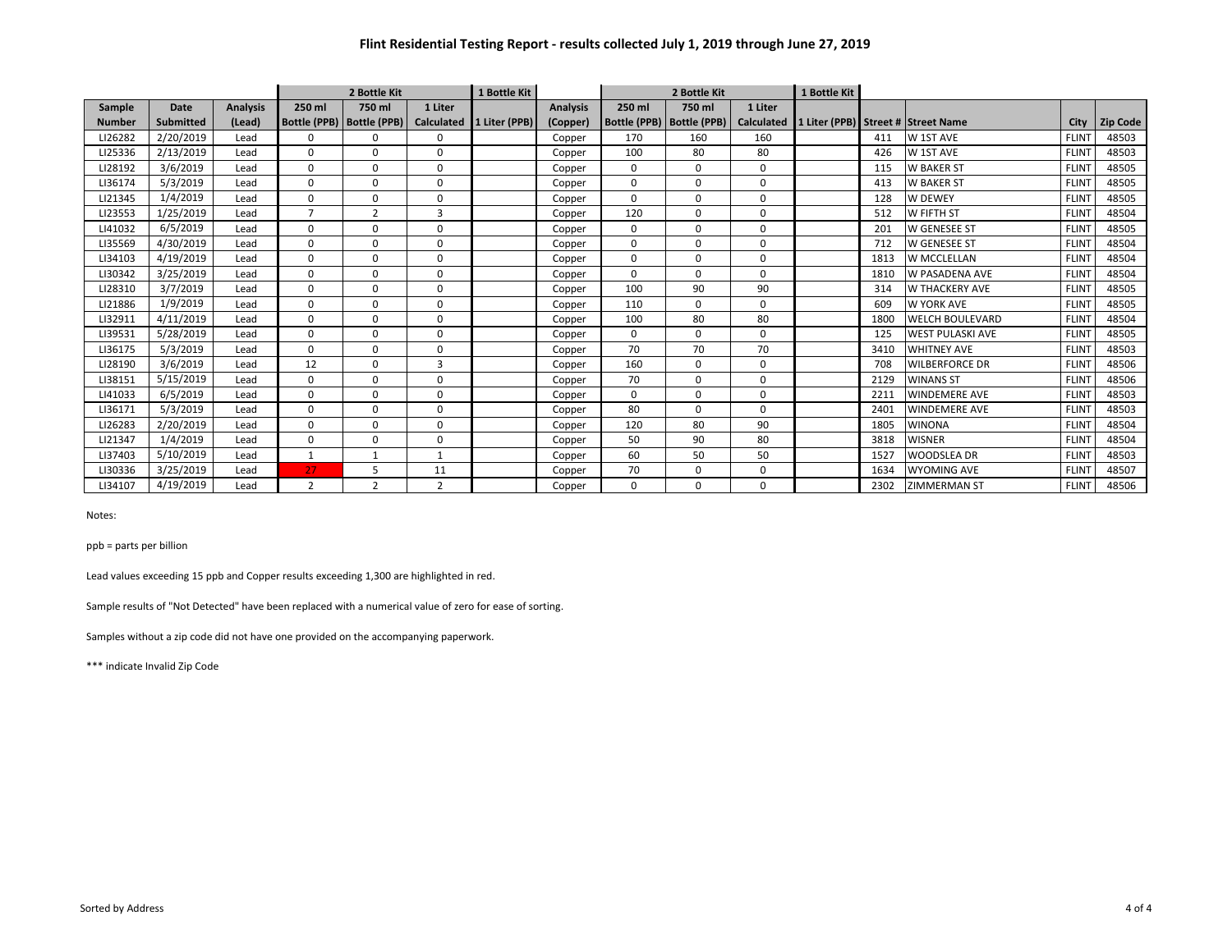# Flint Residential Testing Report - results collected July 1, 2019 through June 27, 2019

| | | | 2 Bottle Kit | | | 1 Bottle Kit | | 2 Bottle Kit | | | 1 Bottle Kit | | | | |
|---|---|---|---|---|---|---|---|---|---|---|---|---|---|---|---|
| Sample Number | Date Submitted | Analysis (Lead) | 250 ml Bottle (PPB) | 750 ml Bottle (PPB) | 1 Liter Calculated | 1 Liter (PPB) | Analysis (Copper) | 250 ml Bottle (PPB) | 750 ml Bottle (PPB) | 1 Liter Calculated | 1 Liter (PPB) | Street # | Street Name | City | Zip Code |
| LI26282 | 2/20/2019 | Lead | 0 | 0 | 0 | | Copper | 170 | 160 | 160 | | 411 | W 1ST AVE | FLINT | 48503 |
| LI25336 | 2/13/2019 | Lead | 0 | 0 | 0 | | Copper | 100 | 80 | 80 | | 426 | W 1ST AVE | FLINT | 48503 |
| LI28192 | 3/6/2019 | Lead | 0 | 0 | 0 | | Copper | 0 | 0 | 0 | | 115 | W BAKER ST | FLINT | 48505 |
| LI36174 | 5/3/2019 | Lead | 0 | 0 | 0 | | Copper | 0 | 0 | 0 | | 413 | W BAKER ST | FLINT | 48505 |
| LI21345 | 1/4/2019 | Lead | 0 | 0 | 0 | | Copper | 0 | 0 | 0 | | 128 | W DEWEY | FLINT | 48505 |
| LI23553 | 1/25/2019 | Lead | 7 | 2 | 3 | | Copper | 120 | 0 | 0 | | 512 | W FIFTH ST | FLINT | 48504 |
| LI41032 | 6/5/2019 | Lead | 0 | 0 | 0 | | Copper | 0 | 0 | 0 | | 201 | W GENESEE ST | FLINT | 48505 |
| LI35569 | 4/30/2019 | Lead | 0 | 0 | 0 | | Copper | 0 | 0 | 0 | | 712 | W GENESEE ST | FLINT | 48504 |
| LI34103 | 4/19/2019 | Lead | 0 | 0 | 0 | | Copper | 0 | 0 | 0 | | 1813 | W MCCLELLAN | FLINT | 48504 |
| LI30342 | 3/25/2019 | Lead | 0 | 0 | 0 | | Copper | 0 | 0 | 0 | | 1810 | W PASADENA AVE | FLINT | 48504 |
| LI28310 | 3/7/2019 | Lead | 0 | 0 | 0 | | Copper | 100 | 90 | 90 | | 314 | W THACKERY AVE | FLINT | 48505 |
| LI21886 | 1/9/2019 | Lead | 0 | 0 | 0 | | Copper | 110 | 0 | 0 | | 609 | W YORK AVE | FLINT | 48505 |
| LI32911 | 4/11/2019 | Lead | 0 | 0 | 0 | | Copper | 100 | 80 | 80 | | 1800 | WELCH BOULEVARD | FLINT | 48504 |
| LI39531 | 5/28/2019 | Lead | 0 | 0 | 0 | | Copper | 0 | 0 | 0 | | 125 | WEST PULASKI AVE | FLINT | 48505 |
| LI36175 | 5/3/2019 | Lead | 0 | 0 | 0 | | Copper | 70 | 70 | 70 | | 3410 | WHITNEY AVE | FLINT | 48503 |
| LI28190 | 3/6/2019 | Lead | 12 | 0 | 3 | | Copper | 160 | 0 | 0 | | 708 | WILBERFORCE DR | FLINT | 48506 |
| LI38151 | 5/15/2019 | Lead | 0 | 0 | 0 | | Copper | 70 | 0 | 0 | | 2129 | WINANS ST | FLINT | 48506 |
| LI41033 | 6/5/2019 | Lead | 0 | 0 | 0 | | Copper | 0 | 0 | 0 | | 2211 | WINDEMERE AVE | FLINT | 48503 |
| LI36171 | 5/3/2019 | Lead | 0 | 0 | 0 | | Copper | 80 | 0 | 0 | | 2401 | WINDEMERE AVE | FLINT | 48503 |
| LI26283 | 2/20/2019 | Lead | 0 | 0 | 0 | | Copper | 120 | 80 | 90 | | 1805 | WINONA | FLINT | 48504 |
| LI21347 | 1/4/2019 | Lead | 0 | 0 | 0 | | Copper | 50 | 90 | 80 | | 3818 | WISNER | FLINT | 48504 |
| LI37403 | 5/10/2019 | Lead | 1 | 1 | 1 | | Copper | 60 | 50 | 50 | | 1527 | WOODSLEA DR | FLINT | 48503 |
| LI30336 | 3/25/2019 | Lead | 27 | 5 | 11 | | Copper | 70 | 0 | 0 | | 1634 | WYOMING AVE | FLINT | 48507 |
| LI34107 | 4/19/2019 | Lead | 2 | 2 | 2 | | Copper | 0 | 0 | 0 | | 2302 | ZIMMERMAN ST | FLINT | 48506 |

Notes:

ppb = parts per billion

Lead values exceeding 15 ppb and Copper results exceeding 1,300 are highlighted in red.

Sample results of "Not Detected" have been replaced with a numerical value of zero for ease of sorting.

Samples without a zip code did not have one provided on the accompanying paperwork.

*** indicate Invalid Zip Code

Sorted by Address